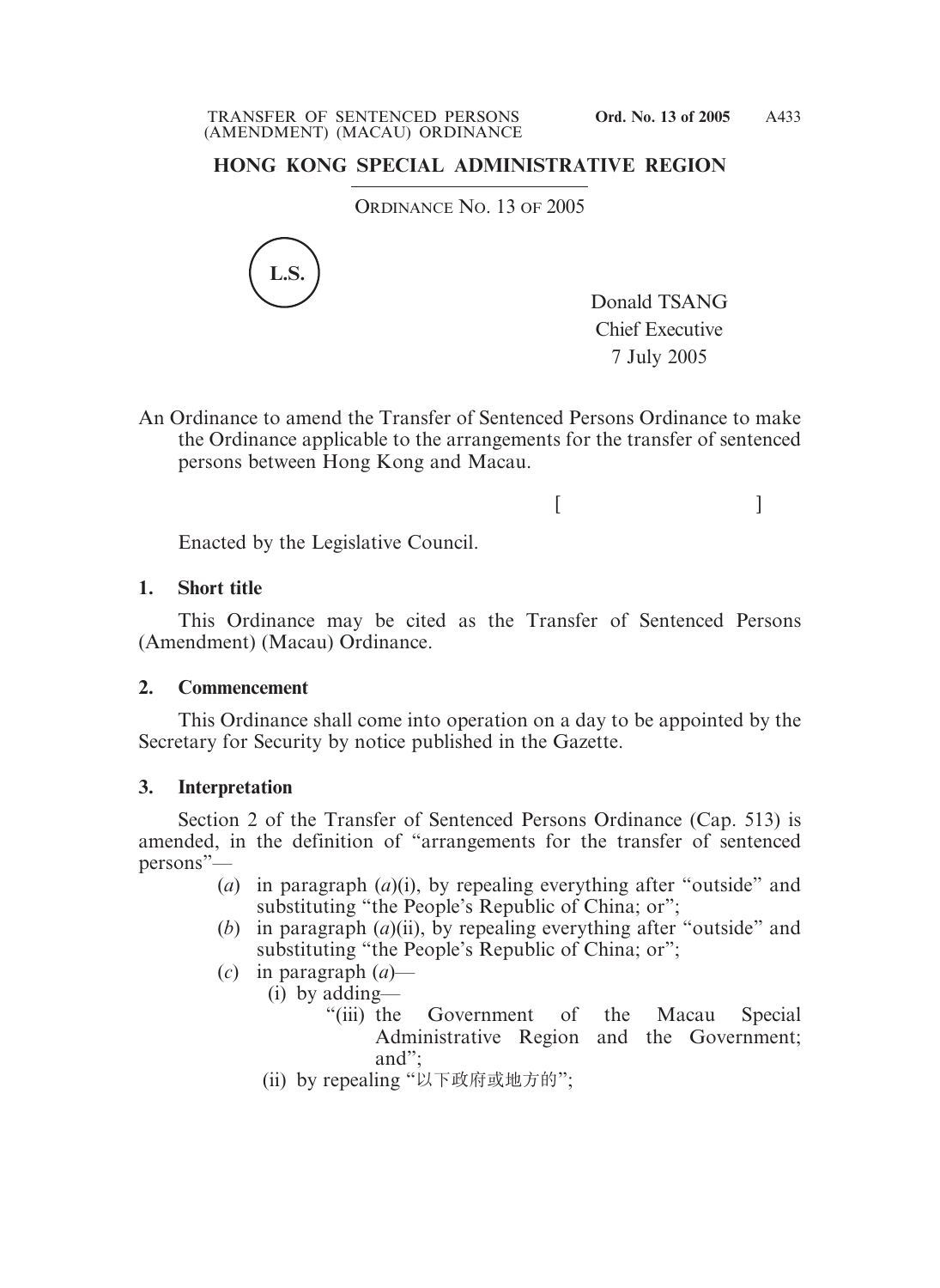# HONG KONG SPECIAL ADMINISTRATIVE REGION

ORDINANCE NO. 13 OF 2005

L.S.

Donald TSANG
Chief Executive
7 July 2005

An Ordinance to amend the Transfer of Sentenced Persons Ordinance to make the Ordinance applicable to the arrangements for the transfer of sentenced persons between Hong Kong and Macau.

[ ]

Enacted by the Legislative Council.

**1. Short title**

This Ordinance may be cited as the Transfer of Sentenced Persons (Amendment) (Macau) Ordinance.

**2. Commencement**

This Ordinance shall come into operation on a day to be appointed by the Secretary for Security by notice published in the Gazette.

**3. Interpretation**

Section 2 of the Transfer of Sentenced Persons Ordinance (Cap. 513) is amended, in the definition of "arrangements for the transfer of sentenced persons"—

- (*a*) in paragraph (*a*)(i), by repealing everything after "outside" and substituting "the People's Republic of China; or";
- (*b*) in paragraph (*a*)(ii), by repealing everything after "outside" and substituting "the People's Republic of China; or";
- (*c*) in paragraph (*a*)—
  - (i) by adding—
    - "(iii) the Government of the Macau Special Administrative Region and the Government; and";
  - (ii) by repealing "以下政府或地方的";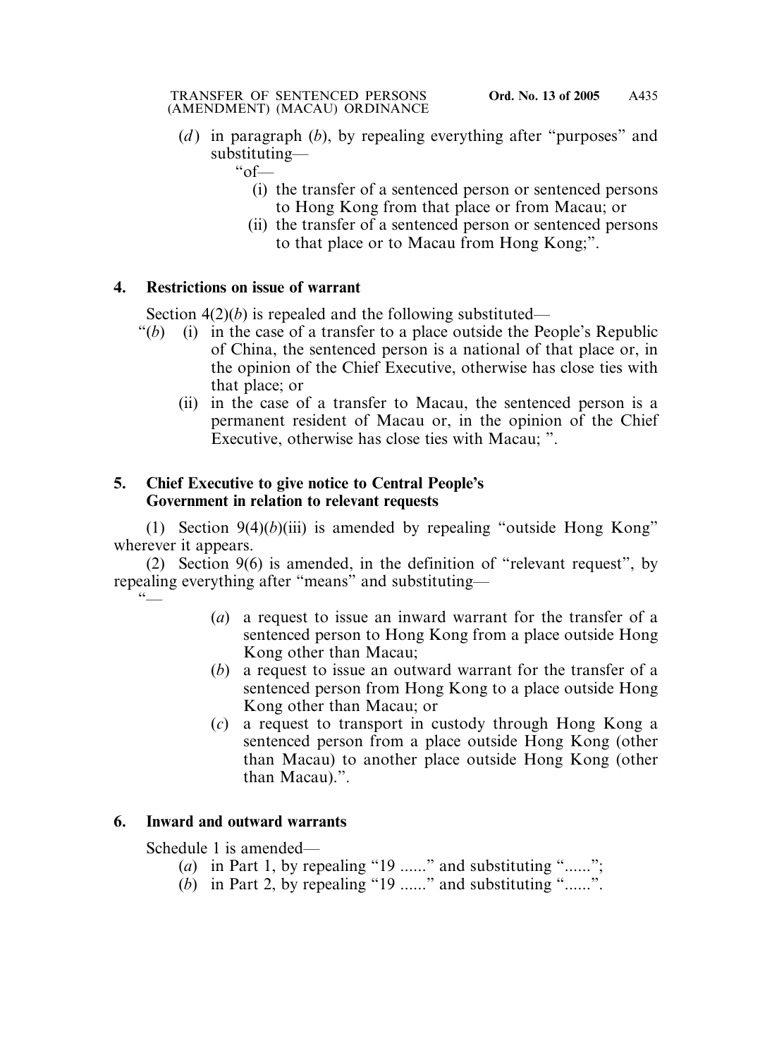(*d*) in paragraph (*b*), by repealing everything after "purposes" and substituting—

"of—

(i) the transfer of a sentenced person or sentenced persons to Hong Kong from that place or from Macau; or

(ii) the transfer of a sentenced person or sentenced persons to that place or to Macau from Hong Kong;".

### 4. Restrictions on issue of warrant

Section 4(2)(*b*) is repealed and the following substituted—

"(*b*) (i) in the case of a transfer to a place outside the People's Republic of China, the sentenced person is a national of that place or, in the opinion of the Chief Executive, otherwise has close ties with that place; or

(ii) in the case of a transfer to Macau, the sentenced person is a permanent resident of Macau or, in the opinion of the Chief Executive, otherwise has close ties with Macau; ".

### 5. Chief Executive to give notice to Central People's Government in relation to relevant requests

(1) Section 9(4)(*b*)(iii) is amended by repealing "outside Hong Kong" wherever it appears.

(2) Section 9(6) is amended, in the definition of "relevant request", by repealing everything after "means" and substituting—

"—

(*a*) a request to issue an inward warrant for the transfer of a sentenced person to Hong Kong from a place outside Hong Kong other than Macau;

(*b*) a request to issue an outward warrant for the transfer of a sentenced person from Hong Kong to a place outside Hong Kong other than Macau; or

(*c*) a request to transport in custody through Hong Kong a sentenced person from a place outside Hong Kong (other than Macau) to another place outside Hong Kong (other than Macau).".

### 6. Inward and outward warrants

Schedule 1 is amended—

(*a*) in Part 1, by repealing "19 ......" and substituting "......";

(*b*) in Part 2, by repealing "19 ......" and substituting "......".